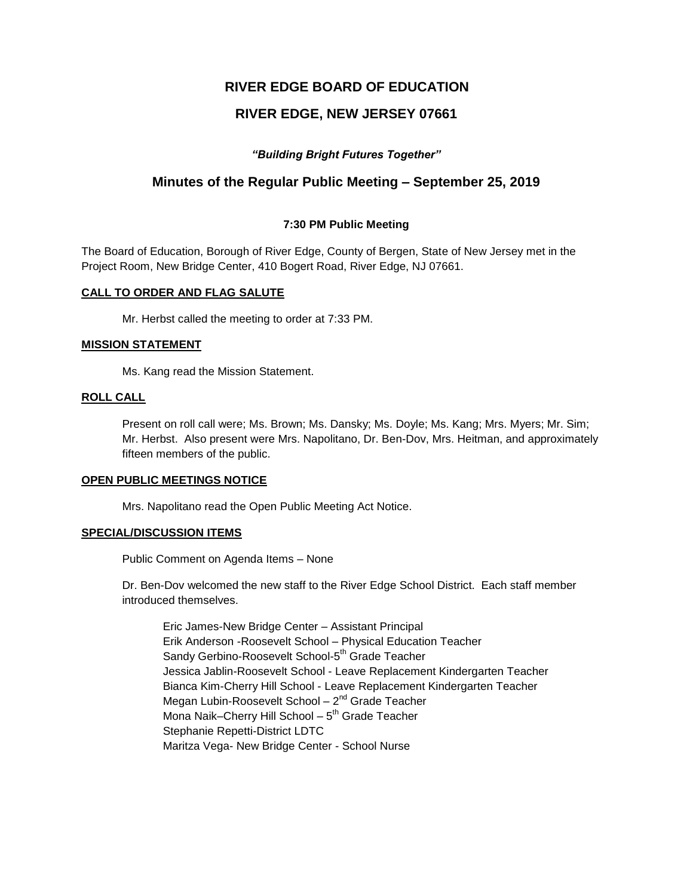# RIVER EDGE BOARD OF EDUCATION

## RIVER EDGE, NEW JERSEY 07661

***"Building Bright Futures Together"***

## Minutes of the Regular Public Meeting – September 25, 2019

**7:30 PM Public Meeting**

The Board of Education, Borough of River Edge, County of Bergen, State of New Jersey met in the Project Room, New Bridge Center, 410 Bogert Road, River Edge, NJ 07661.

**CALL TO ORDER AND FLAG SALUTE**

Mr. Herbst called the meeting to order at 7:33 PM.

**MISSION STATEMENT**

Ms. Kang read the Mission Statement.

**ROLL CALL**

Present on roll call were; Ms. Brown; Ms. Dansky; Ms. Doyle; Ms. Kang; Mrs. Myers; Mr. Sim; Mr. Herbst. Also present were Mrs. Napolitano, Dr. Ben-Dov, Mrs. Heitman, and approximately fifteen members of the public.

**OPEN PUBLIC MEETINGS NOTICE**

Mrs. Napolitano read the Open Public Meeting Act Notice.

**SPECIAL/DISCUSSION ITEMS**

Public Comment on Agenda Items – None

Dr. Ben-Dov welcomed the new staff to the River Edge School District. Each staff member introduced themselves.

Eric James-New Bridge Center – Assistant Principal
Erik Anderson -Roosevelt School – Physical Education Teacher
Sandy Gerbino-Roosevelt School-5th Grade Teacher
Jessica Jablin-Roosevelt School - Leave Replacement Kindergarten Teacher
Bianca Kim-Cherry Hill School - Leave Replacement Kindergarten Teacher
Megan Lubin-Roosevelt School – 2nd Grade Teacher
Mona Naik–Cherry Hill School – 5th Grade Teacher
Stephanie Repetti-District LDTC
Maritza Vega- New Bridge Center - School Nurse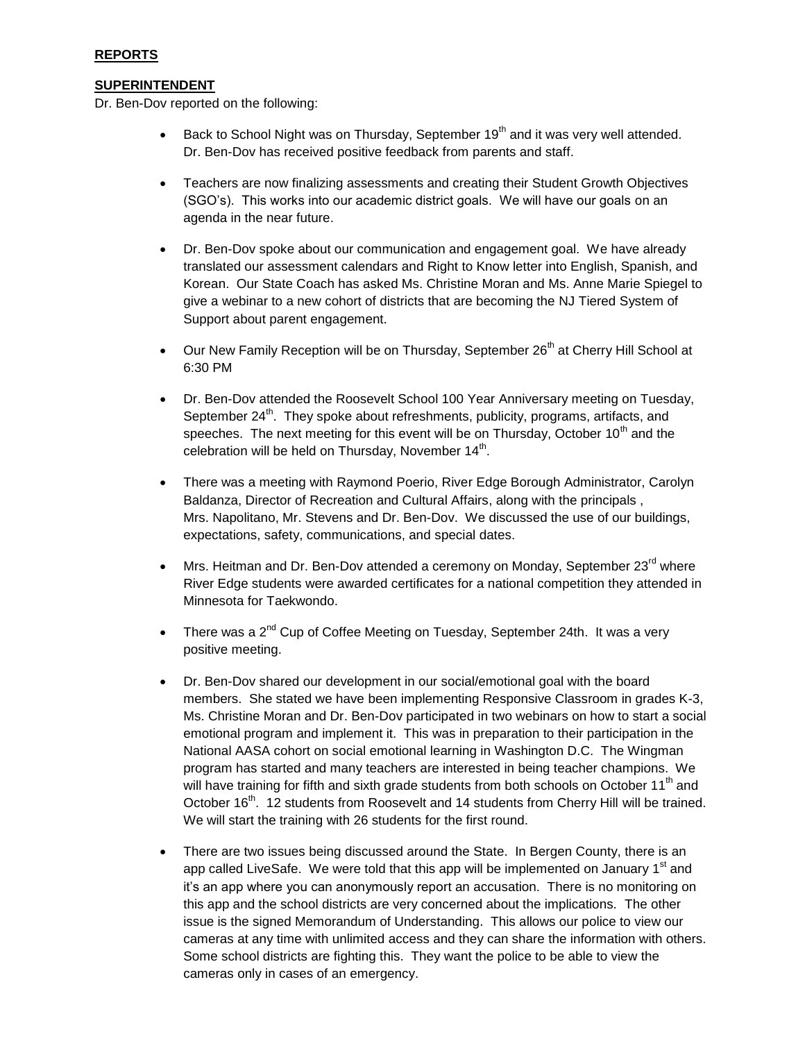**REPORTS**

**SUPERINTENDENT**

Dr. Ben-Dov reported on the following:

- Back to School Night was on Thursday, September 19th and it was very well attended. Dr. Ben-Dov has received positive feedback from parents and staff.

- Teachers are now finalizing assessments and creating their Student Growth Objectives (SGO's). This works into our academic district goals. We will have our goals on an agenda in the near future.

- Dr. Ben-Dov spoke about our communication and engagement goal. We have already translated our assessment calendars and Right to Know letter into English, Spanish, and Korean. Our State Coach has asked Ms. Christine Moran and Ms. Anne Marie Spiegel to give a webinar to a new cohort of districts that are becoming the NJ Tiered System of Support about parent engagement.

- Our New Family Reception will be on Thursday, September 26th at Cherry Hill School at 6:30 PM

- Dr. Ben-Dov attended the Roosevelt School 100 Year Anniversary meeting on Tuesday, September 24th. They spoke about refreshments, publicity, programs, artifacts, and speeches. The next meeting for this event will be on Thursday, October 10th and the celebration will be held on Thursday, November 14th.

- There was a meeting with Raymond Poerio, River Edge Borough Administrator, Carolyn Baldanza, Director of Recreation and Cultural Affairs, along with the principals , Mrs. Napolitano, Mr. Stevens and Dr. Ben-Dov. We discussed the use of our buildings, expectations, safety, communications, and special dates.

- Mrs. Heitman and Dr. Ben-Dov attended a ceremony on Monday, September 23rd where River Edge students were awarded certificates for a national competition they attended in Minnesota for Taekwondo.

- There was a 2nd Cup of Coffee Meeting on Tuesday, September 24th. It was a very positive meeting.

- Dr. Ben-Dov shared our development in our social/emotional goal with the board members. She stated we have been implementing Responsive Classroom in grades K-3, Ms. Christine Moran and Dr. Ben-Dov participated in two webinars on how to start a social emotional program and implement it. This was in preparation to their participation in the National AASA cohort on social emotional learning in Washington D.C. The Wingman program has started and many teachers are interested in being teacher champions. We will have training for fifth and sixth grade students from both schools on October 11th and October 16th. 12 students from Roosevelt and 14 students from Cherry Hill will be trained. We will start the training with 26 students for the first round.

- There are two issues being discussed around the State. In Bergen County, there is an app called LiveSafe. We were told that this app will be implemented on January 1st and it's an app where you can anonymously report an accusation. There is no monitoring on this app and the school districts are very concerned about the implications. The other issue is the signed Memorandum of Understanding. This allows our police to view our cameras at any time with unlimited access and they can share the information with others. Some school districts are fighting this. They want the police to be able to view the cameras only in cases of an emergency.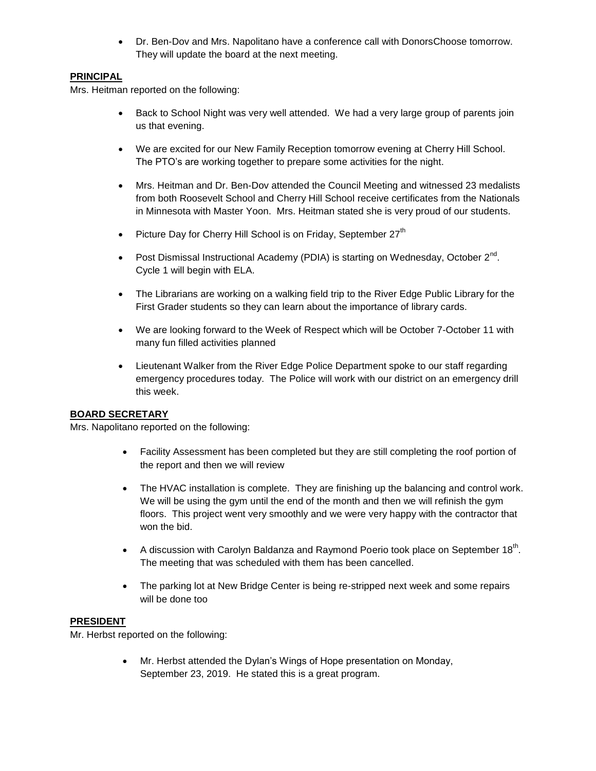- Dr. Ben-Dov and Mrs. Napolitano have a conference call with DonorsChoose tomorrow. They will update the board at the next meeting.

**PRINCIPAL**

Mrs. Heitman reported on the following:

- Back to School Night was very well attended. We had a very large group of parents join us that evening.
- We are excited for our New Family Reception tomorrow evening at Cherry Hill School. The PTO's are working together to prepare some activities for the night.
- Mrs. Heitman and Dr. Ben-Dov attended the Council Meeting and witnessed 23 medalists from both Roosevelt School and Cherry Hill School receive certificates from the Nationals in Minnesota with Master Yoon. Mrs. Heitman stated she is very proud of our students.
- Picture Day for Cherry Hill School is on Friday, September 27th
- Post Dismissal Instructional Academy (PDIA) is starting on Wednesday, October 2nd. Cycle 1 will begin with ELA.
- The Librarians are working on a walking field trip to the River Edge Public Library for the First Grader students so they can learn about the importance of library cards.
- We are looking forward to the Week of Respect which will be October 7-October 11 with many fun filled activities planned
- Lieutenant Walker from the River Edge Police Department spoke to our staff regarding emergency procedures today. The Police will work with our district on an emergency drill this week.

**BOARD SECRETARY**

Mrs. Napolitano reported on the following:

- Facility Assessment has been completed but they are still completing the roof portion of the report and then we will review
- The HVAC installation is complete. They are finishing up the balancing and control work. We will be using the gym until the end of the month and then we will refinish the gym floors. This project went very smoothly and we were very happy with the contractor that won the bid.
- A discussion with Carolyn Baldanza and Raymond Poerio took place on September 18th. The meeting that was scheduled with them has been cancelled.
- The parking lot at New Bridge Center is being re-stripped next week and some repairs will be done too

**PRESIDENT**

Mr. Herbst reported on the following:

- Mr. Herbst attended the Dylan's Wings of Hope presentation on Monday, September 23, 2019. He stated this is a great program.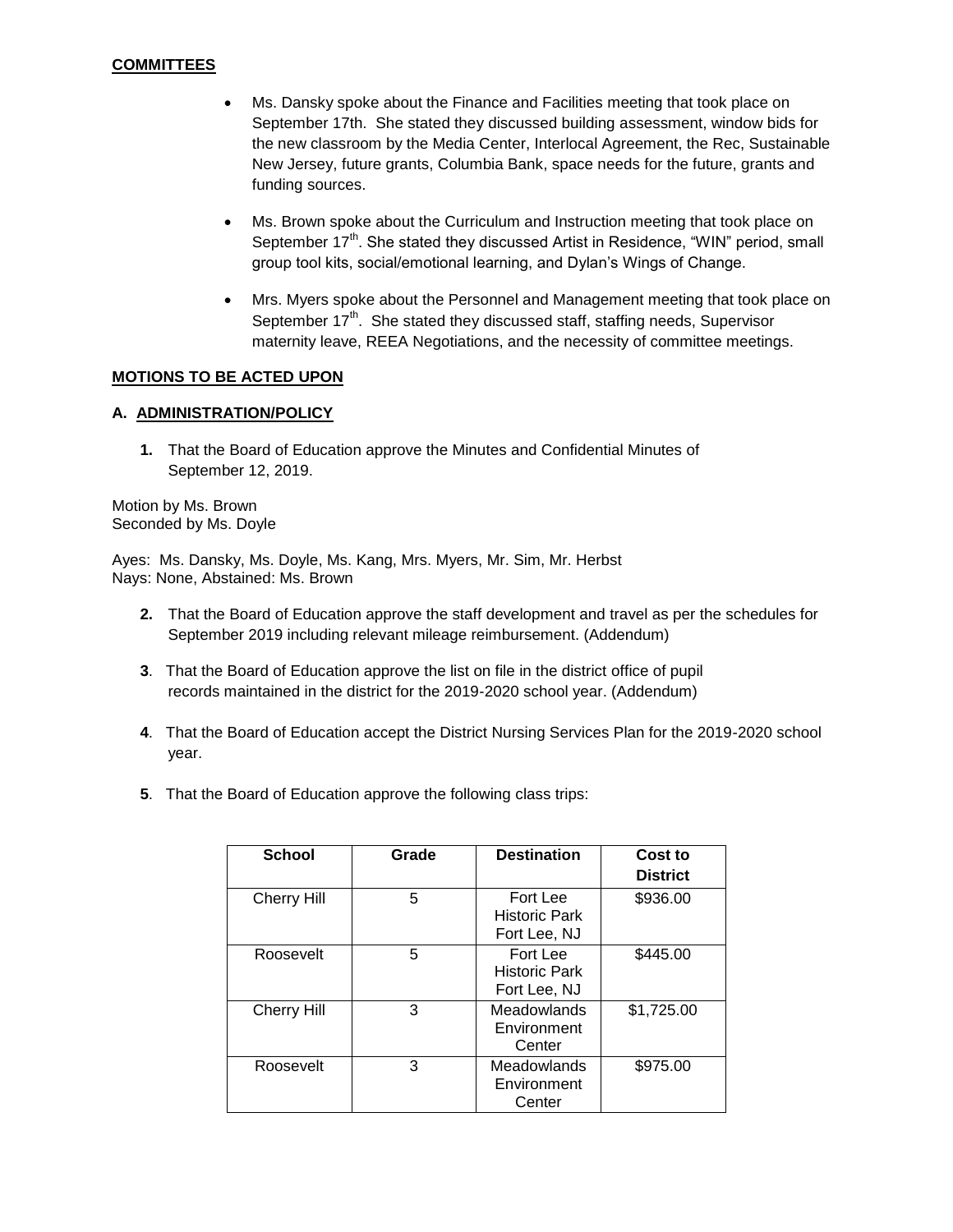**COMMITTEES**

- Ms. Dansky spoke about the Finance and Facilities meeting that took place on September 17th. She stated they discussed building assessment, window bids for the new classroom by the Media Center, Interlocal Agreement, the Rec, Sustainable New Jersey, future grants, Columbia Bank, space needs for the future, grants and funding sources.

- Ms. Brown spoke about the Curriculum and Instruction meeting that took place on September 17th. She stated they discussed Artist in Residence, "WIN" period, small group tool kits, social/emotional learning, and Dylan's Wings of Change.

- Mrs. Myers spoke about the Personnel and Management meeting that took place on September 17th. She stated they discussed staff, staffing needs, Supervisor maternity leave, REEA Negotiations, and the necessity of committee meetings.

**MOTIONS TO BE ACTED UPON**

**A. ADMINISTRATION/POLICY**

**1.** That the Board of Education approve the Minutes and Confidential Minutes of September 12, 2019.

Motion by Ms. Brown
Seconded by Ms. Doyle

Ayes: Ms. Dansky, Ms. Doyle, Ms. Kang, Mrs. Myers, Mr. Sim, Mr. Herbst
Nays: None, Abstained: Ms. Brown

**2.** That the Board of Education approve the staff development and travel as per the schedules for September 2019 including relevant mileage reimbursement. (Addendum)

**3**. That the Board of Education approve the list on file in the district office of pupil records maintained in the district for the 2019-2020 school year. (Addendum)

**4**. That the Board of Education accept the District Nursing Services Plan for the 2019-2020 school year.

**5**. That the Board of Education approve the following class trips:

| School | Grade | Destination | Cost to District |
|---|---|---|---|
| Cherry Hill | 5 | Fort Lee Historic Park Fort Lee, NJ | $936.00 |
| Roosevelt | 5 | Fort Lee Historic Park Fort Lee, NJ | $445.00 |
| Cherry Hill | 3 | Meadowlands Environment Center | $1,725.00 |
| Roosevelt | 3 | Meadowlands Environment Center | $975.00 |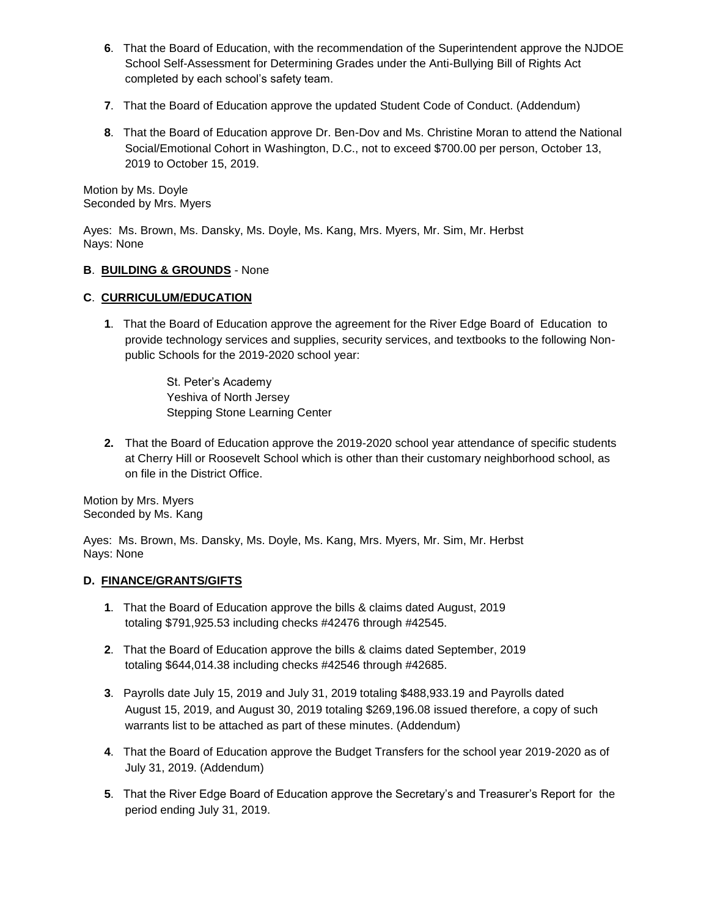**6**. That the Board of Education, with the recommendation of the Superintendent approve the NJDOE School Self-Assessment for Determining Grades under the Anti-Bullying Bill of Rights Act completed by each school's safety team.

**7**. That the Board of Education approve the updated Student Code of Conduct. (Addendum)

**8**. That the Board of Education approve Dr. Ben-Dov and Ms. Christine Moran to attend the National Social/Emotional Cohort in Washington, D.C., not to exceed $700.00 per person, October 13, 2019 to October 15, 2019.

Motion by Ms. Doyle
Seconded by Mrs. Myers

Ayes: Ms. Brown, Ms. Dansky, Ms. Doyle, Ms. Kang, Mrs. Myers, Mr. Sim, Mr. Herbst
Nays: None

**B**. **BUILDING & GROUNDS** - None

**C**. **CURRICULUM/EDUCATION**

**1**. That the Board of Education approve the agreement for the River Edge Board of Education to provide technology services and supplies, security services, and textbooks to the following Non-public Schools for the 2019-2020 school year:

St. Peter's Academy
Yeshiva of North Jersey
Stepping Stone Learning Center

**2.** That the Board of Education approve the 2019-2020 school year attendance of specific students at Cherry Hill or Roosevelt School which is other than their customary neighborhood school, as on file in the District Office.

Motion by Mrs. Myers
Seconded by Ms. Kang

Ayes: Ms. Brown, Ms. Dansky, Ms. Doyle, Ms. Kang, Mrs. Myers, Mr. Sim, Mr. Herbst
Nays: None

**D. FINANCE/GRANTS/GIFTS**

**1**. That the Board of Education approve the bills & claims dated August, 2019 totaling $791,925.53 including checks #42476 through #42545.

**2**. That the Board of Education approve the bills & claims dated September, 2019 totaling $644,014.38 including checks #42546 through #42685.

**3**. Payrolls date July 15, 2019 and July 31, 2019 totaling $488,933.19 and Payrolls dated August 15, 2019, and August 30, 2019 totaling $269,196.08 issued therefore, a copy of such warrants list to be attached as part of these minutes. (Addendum)

**4**. That the Board of Education approve the Budget Transfers for the school year 2019-2020 as of July 31, 2019. (Addendum)

**5**. That the River Edge Board of Education approve the Secretary's and Treasurer's Report for the period ending July 31, 2019.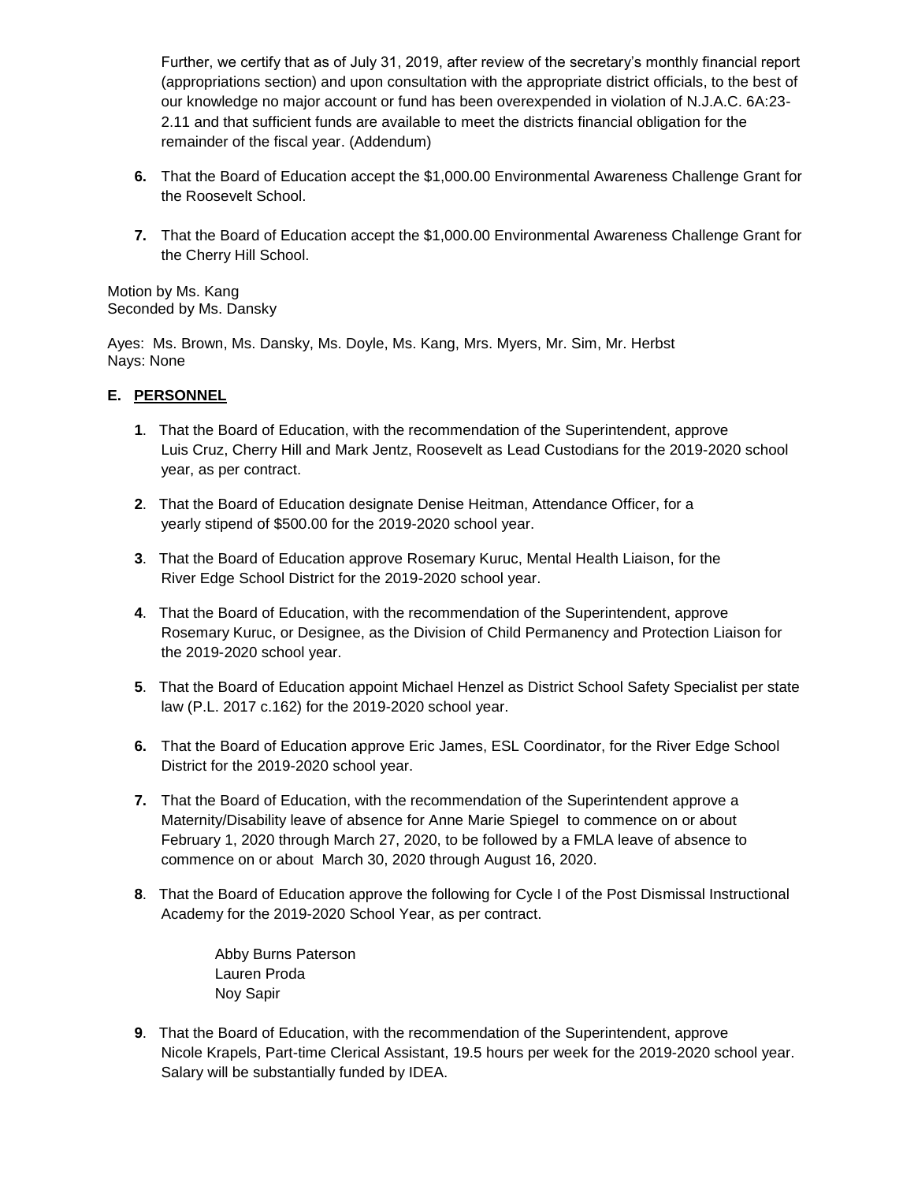Further, we certify that as of July 31, 2019, after review of the secretary's monthly financial report (appropriations section) and upon consultation with the appropriate district officials, to the best of our knowledge no major account or fund has been overexpended in violation of N.J.A.C. 6A:23-2.11 and that sufficient funds are available to meet the districts financial obligation for the remainder of the fiscal year. (Addendum)

6. That the Board of Education accept the $1,000.00 Environmental Awareness Challenge Grant for the Roosevelt School.

7. That the Board of Education accept the $1,000.00 Environmental Awareness Challenge Grant for the Cherry Hill School.

Motion by Ms. Kang
Seconded by Ms. Dansky

Ayes: Ms. Brown, Ms. Dansky, Ms. Doyle, Ms. Kang, Mrs. Myers, Mr. Sim, Mr. Herbst
Nays: None

**E. PERSONNEL**

1. That the Board of Education, with the recommendation of the Superintendent, approve Luis Cruz, Cherry Hill and Mark Jentz, Roosevelt as Lead Custodians for the 2019-2020 school year, as per contract.

2. That the Board of Education designate Denise Heitman, Attendance Officer, for a yearly stipend of $500.00 for the 2019-2020 school year.

3. That the Board of Education approve Rosemary Kuruc, Mental Health Liaison, for the River Edge School District for the 2019-2020 school year.

4. That the Board of Education, with the recommendation of the Superintendent, approve Rosemary Kuruc, or Designee, as the Division of Child Permanency and Protection Liaison for the 2019-2020 school year.

5. That the Board of Education appoint Michael Henzel as District School Safety Specialist per state law (P.L. 2017 c.162) for the 2019-2020 school year.

6. That the Board of Education approve Eric James, ESL Coordinator, for the River Edge School District for the 2019-2020 school year.

7. That the Board of Education, with the recommendation of the Superintendent approve a Maternity/Disability leave of absence for Anne Marie Spiegel to commence on or about February 1, 2020 through March 27, 2020, to be followed by a FMLA leave of absence to commence on or about March 30, 2020 through August 16, 2020.

8. That the Board of Education approve the following for Cycle I of the Post Dismissal Instructional Academy for the 2019-2020 School Year, as per contract.

   Abby Burns Paterson
   Lauren Proda
   Noy Sapir

9. That the Board of Education, with the recommendation of the Superintendent, approve Nicole Krapels, Part-time Clerical Assistant, 19.5 hours per week for the 2019-2020 school year. Salary will be substantially funded by IDEA.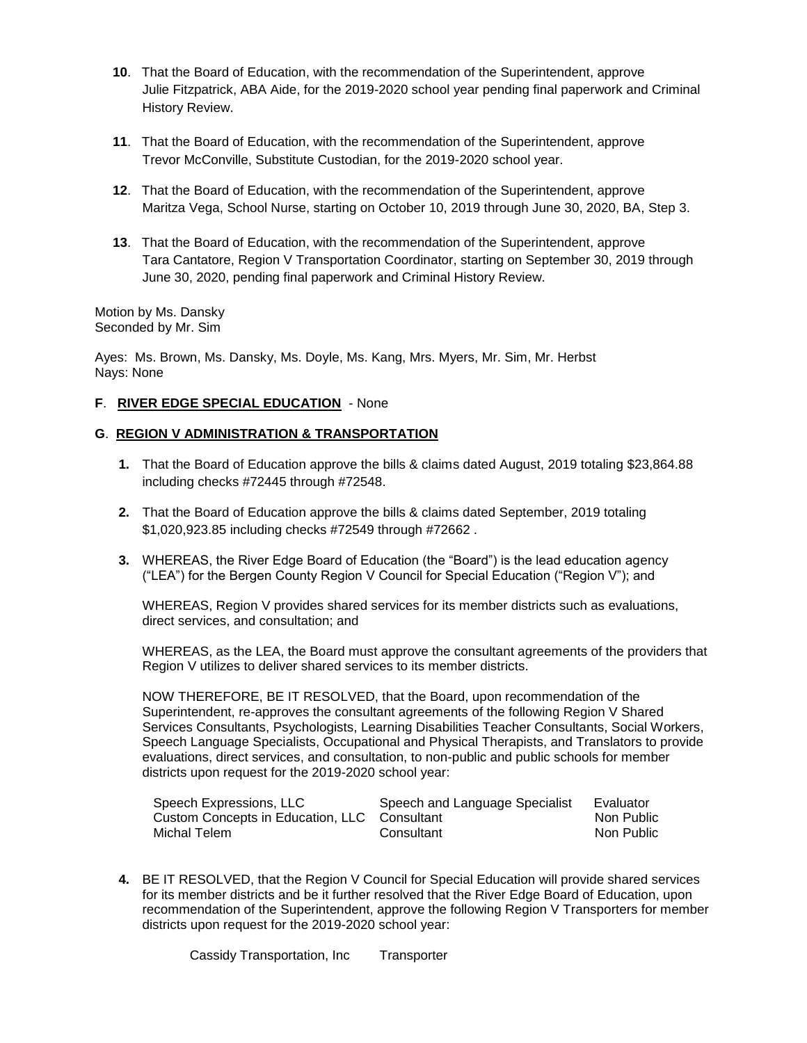10. That the Board of Education, with the recommendation of the Superintendent, approve Julie Fitzpatrick, ABA Aide, for the 2019-2020 school year pending final paperwork and Criminal History Review.

11. That the Board of Education, with the recommendation of the Superintendent, approve Trevor McConville, Substitute Custodian, for the 2019-2020 school year.

12. That the Board of Education, with the recommendation of the Superintendent, approve Maritza Vega, School Nurse, starting on October 10, 2019 through June 30, 2020, BA, Step 3.

13. That the Board of Education, with the recommendation of the Superintendent, approve Tara Cantatore, Region V Transportation Coordinator, starting on September 30, 2019 through June 30, 2020, pending final paperwork and Criminal History Review.

Motion by Ms. Dansky
Seconded by Mr. Sim

Ayes: Ms. Brown, Ms. Dansky, Ms. Doyle, Ms. Kang, Mrs. Myers, Mr. Sim, Mr. Herbst
Nays: None

**F**. **RIVER EDGE SPECIAL EDUCATION** - None

**G**. **REGION V ADMINISTRATION & TRANSPORTATION**

1. That the Board of Education approve the bills & claims dated August, 2019 totaling $23,864.88 including checks #72445 through #72548.

2. That the Board of Education approve the bills & claims dated September, 2019 totaling $1,020,923.85 including checks #72549 through #72662 .

3. WHEREAS, the River Edge Board of Education (the "Board") is the lead education agency ("LEA") for the Bergen County Region V Council for Special Education ("Region V"); and

   WHEREAS, Region V provides shared services for its member districts such as evaluations, direct services, and consultation; and

   WHEREAS, as the LEA, the Board must approve the consultant agreements of the providers that Region V utilizes to deliver shared services to its member districts.

   NOW THEREFORE, BE IT RESOLVED, that the Board, upon recommendation of the Superintendent, re-approves the consultant agreements of the following Region V Shared Services Consultants, Psychologists, Learning Disabilities Teacher Consultants, Social Workers, Speech Language Specialists, Occupational and Physical Therapists, and Translators to provide evaluations, direct services, and consultation, to non-public and public schools for member districts upon request for the 2019-2020 school year:

| | | |
|---|---|---|
| Speech Expressions, LLC | Speech and Language Specialist | Evaluator |
| Custom Concepts in Education, LLC | Consultant | Non Public |
| Michal Telem | Consultant | Non Public |

4. BE IT RESOLVED, that the Region V Council for Special Education will provide shared services for its member districts and be it further resolved that the River Edge Board of Education, upon recommendation of the Superintendent, approve the following Region V Transporters for member districts upon request for the 2019-2020 school year:

| | |
|---|---|
| Cassidy Transportation, Inc | Transporter |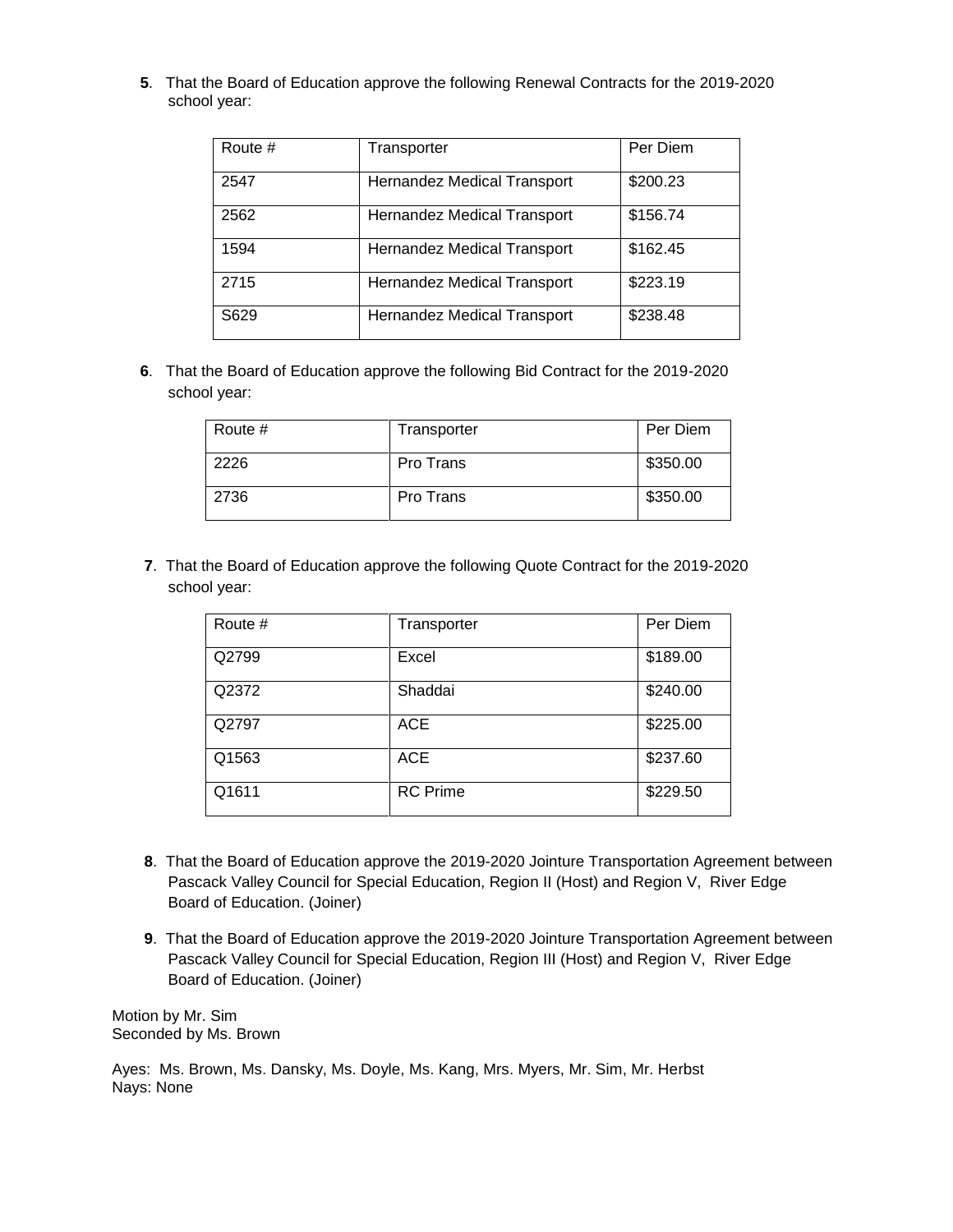**5**. That the Board of Education approve the following Renewal Contracts for the 2019-2020 school year:

| Route # | Transporter | Per Diem |
|---|---|---|
| 2547 | Hernandez Medical Transport | $200.23 |
| 2562 | Hernandez Medical Transport | $156.74 |
| 1594 | Hernandez Medical Transport | $162.45 |
| 2715 | Hernandez Medical Transport | $223.19 |
| S629 | Hernandez Medical Transport | $238.48 |

**6**. That the Board of Education approve the following Bid Contract for the 2019-2020 school year:

| Route # | Transporter | Per Diem |
|---|---|---|
| 2226 | Pro Trans | $350.00 |
| 2736 | Pro Trans | $350.00 |

**7**. That the Board of Education approve the following Quote Contract for the 2019-2020 school year:

| Route # | Transporter | Per Diem |
|---|---|---|
| Q2799 | Excel | $189.00 |
| Q2372 | Shaddai | $240.00 |
| Q2797 | ACE | $225.00 |
| Q1563 | ACE | $237.60 |
| Q1611 | RC Prime | $229.50 |

**8**. That the Board of Education approve the 2019-2020 Jointure Transportation Agreement between Pascack Valley Council for Special Education, Region II (Host) and Region V, River Edge Board of Education. (Joiner)

**9**. That the Board of Education approve the 2019-2020 Jointure Transportation Agreement between Pascack Valley Council for Special Education, Region III (Host) and Region V, River Edge Board of Education. (Joiner)

Motion by Mr. Sim
Seconded by Ms. Brown

Ayes: Ms. Brown, Ms. Dansky, Ms. Doyle, Ms. Kang, Mrs. Myers, Mr. Sim, Mr. Herbst
Nays: None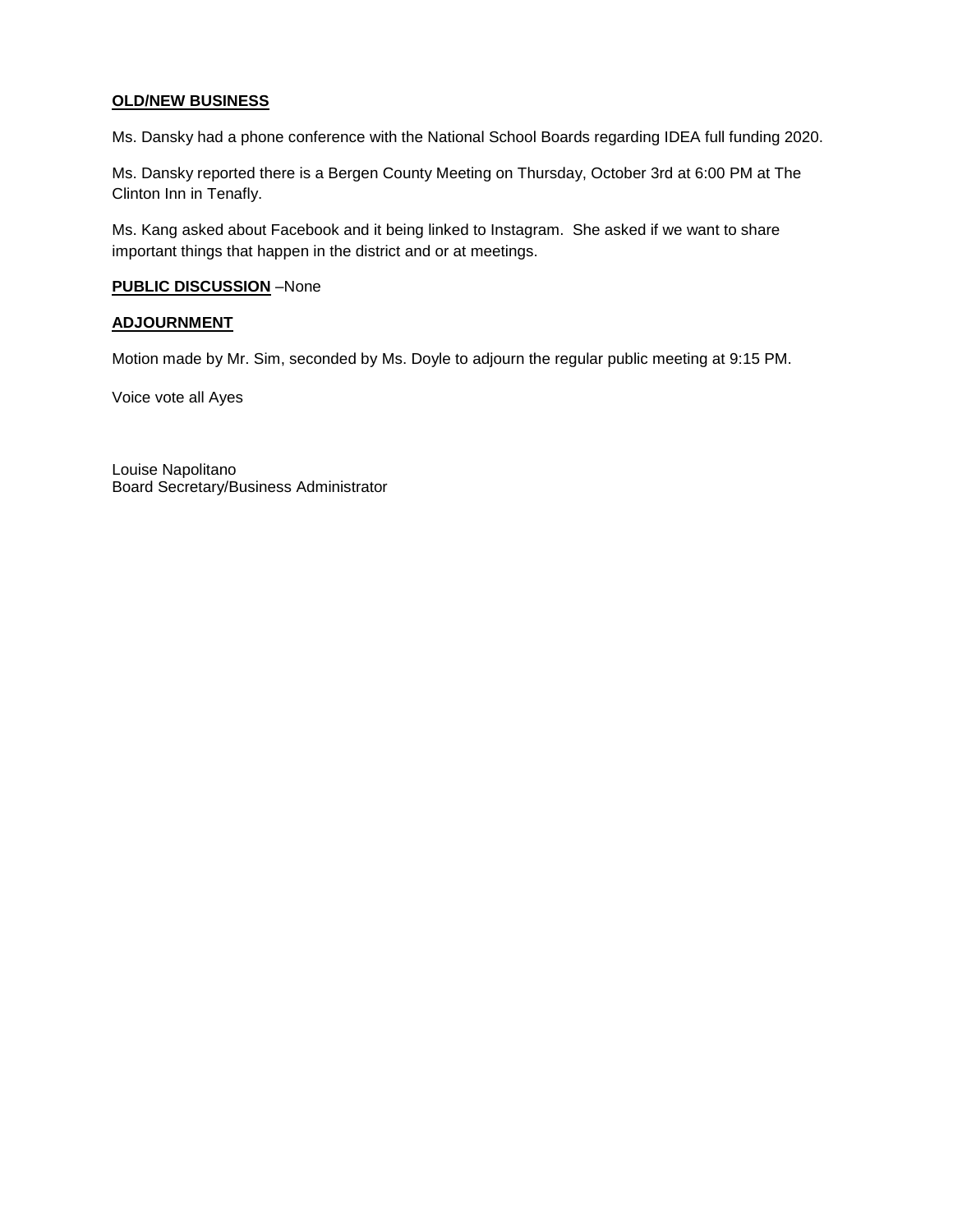**OLD/NEW BUSINESS**

Ms. Dansky had a phone conference with the National School Boards regarding IDEA full funding 2020.

Ms. Dansky reported there is a Bergen County Meeting on Thursday, October 3rd at 6:00 PM at The Clinton Inn in Tenafly.

Ms. Kang asked about Facebook and it being linked to Instagram. She asked if we want to share important things that happen in the district and or at meetings.

**PUBLIC DISCUSSION** –None

**ADJOURNMENT**

Motion made by Mr. Sim, seconded by Ms. Doyle to adjourn the regular public meeting at 9:15 PM.

Voice vote all Ayes

Louise Napolitano
Board Secretary/Business Administrator